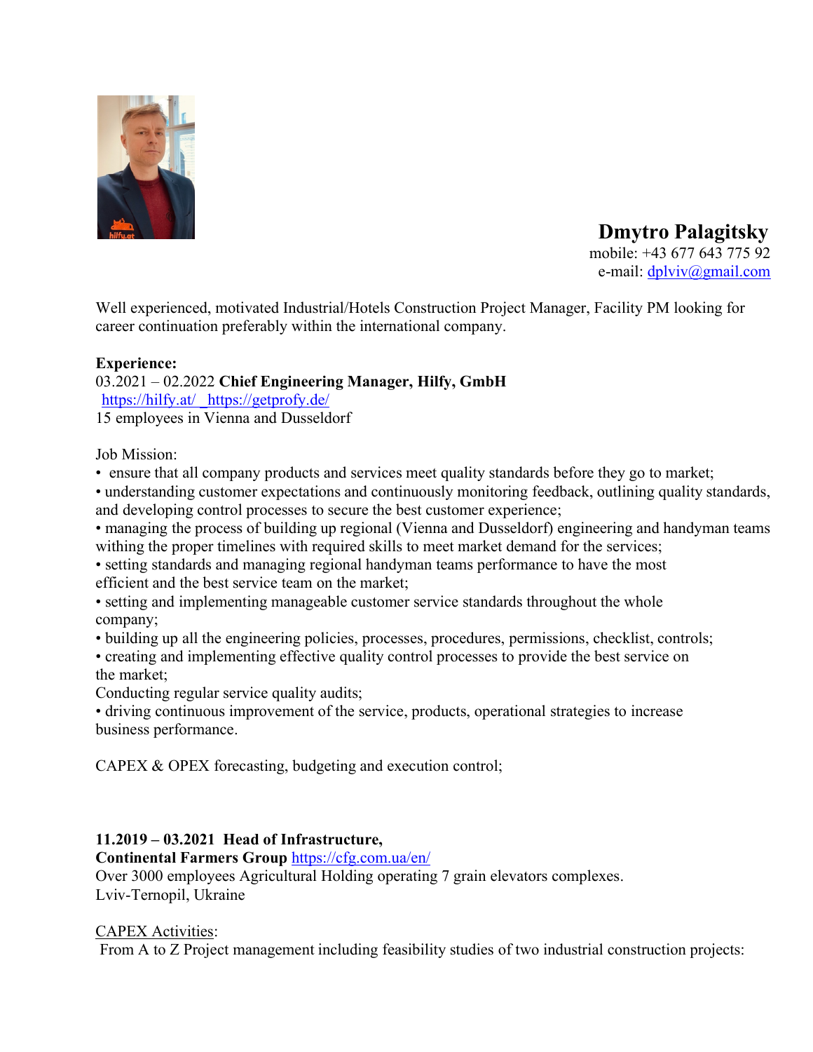# Dmytro Palagitsky

mobile: +43 677 643 775 92
e-mail: dplviv@gmail.com

Well experienced, motivated Industrial/Hotels Construction Project Manager, Facility PM looking for career continuation preferably within the international company.

**Experience:**

03.2021 – 02.2022 **Chief Engineering Manager, Hilfy, GmbH**
https://hilfy.at/ https://getprofy.de/
15 employees in Vienna and Dusseldorf

Job Mission:

- ensure that all company products and services meet quality standards before they go to market;
- understanding customer expectations and continuously monitoring feedback, outlining quality standards, and developing control processes to secure the best customer experience;
- managing the process of building up regional (Vienna and Dusseldorf) engineering and handyman teams withing the proper timelines with required skills to meet market demand for the services;
- setting standards and managing regional handyman teams performance to have the most efficient and the best service team on the market;
- setting and implementing manageable customer service standards throughout the whole company;
- building up all the engineering policies, processes, procedures, permissions, checklist, controls;
- creating and implementing effective quality control processes to provide the best service on the market;

Conducting regular service quality audits;

- driving continuous improvement of the service, products, operational strategies to increase business performance.

CAPEX & OPEX forecasting, budgeting and execution control;

**11.2019 – 03.2021 Head of Infrastructure,**
**Continental Farmers Group** https://cfg.com.ua/en/
Over 3000 employees Agricultural Holding operating 7 grain elevators complexes.
Lviv-Ternopil, Ukraine

CAPEX Activities:

From A to Z Project management including feasibility studies of two industrial construction projects: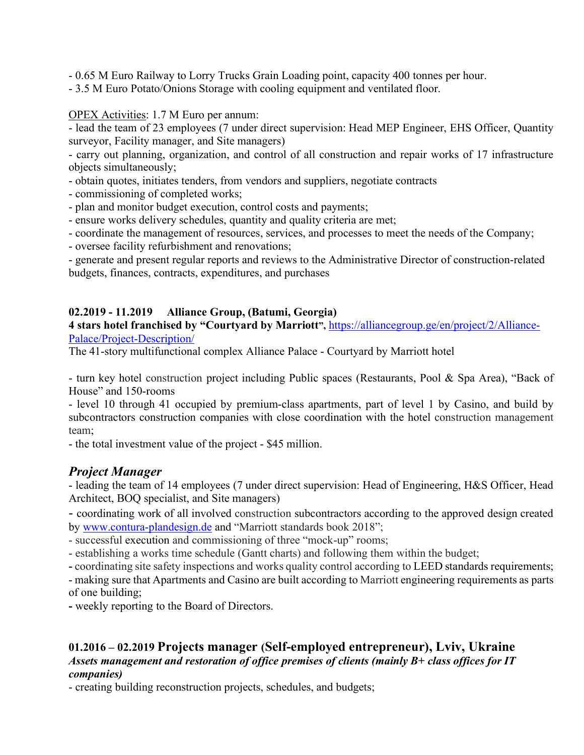- 0.65 M Euro Railway to Lorry Trucks Grain Loading point, capacity 400 tonnes per hour.
- 3.5 M Euro Potato/Onions Storage with cooling equipment and ventilated floor.

OPEX Activities: 1.7 M Euro per annum:

- lead the team of 23 employees (7 under direct supervision: Head MEP Engineer, EHS Officer, Quantity surveyor, Facility manager, and Site managers)
- carry out planning, organization, and control of all construction and repair works of 17 infrastructure objects simultaneously;
- obtain quotes, initiates tenders, from vendors and suppliers, negotiate contracts
- commissioning of completed works;
- plan and monitor budget execution, control costs and payments;
- ensure works delivery schedules, quantity and quality criteria are met;
- coordinate the management of resources, services, and processes to meet the needs of the Company;
- oversee facility refurbishment and renovations;
- generate and present regular reports and reviews to the Administrative Director of construction-related budgets, finances, contracts, expenditures, and purchases

**02.2019 - 11.2019 Alliance Group, (Batumi, Georgia)**

**4 stars hotel franchised by "Courtyard by Marriott"**, https://alliancegroup.ge/en/project/2/Alliance-Palace/Project-Description/

The 41-story multifunctional complex Alliance Palace - Courtyard by Marriott hotel

- turn key hotel construction project including Public spaces (Restaurants, Pool & Spa Area), "Back of House" and 150-rooms
- level 10 through 41 occupied by premium-class apartments, part of level 1 by Casino, and build by subcontractors construction companies with close coordination with the hotel construction management team;
- the total investment value of the project - $45 million.

## *Project Manager*

- leading the team of 14 employees (7 under direct supervision: Head of Engineering, H&S Officer, Head Architect, BOQ specialist, and Site managers)
- coordinating work of all involved construction subcontractors according to the approved design created by www.contura-plandesign.de and "Marriott standards book 2018";
- successful execution and commissioning of three "mock-up" rooms;
- establishing a works time schedule (Gantt charts) and following them within the budget;
- coordinating site safety inspections and works quality control according to LEED standards requirements;
- making sure that Apartments and Casino are built according to Marriott engineering requirements as parts of one building;
- weekly reporting to the Board of Directors.

**01.2016 – 02.2019 Projects manager (Self-employed entrepreneur), Lviv, Ukraine**

***Assets management and restoration of office premises of clients (mainly B+ class offices for IT companies)***

- creating building reconstruction projects, schedules, and budgets;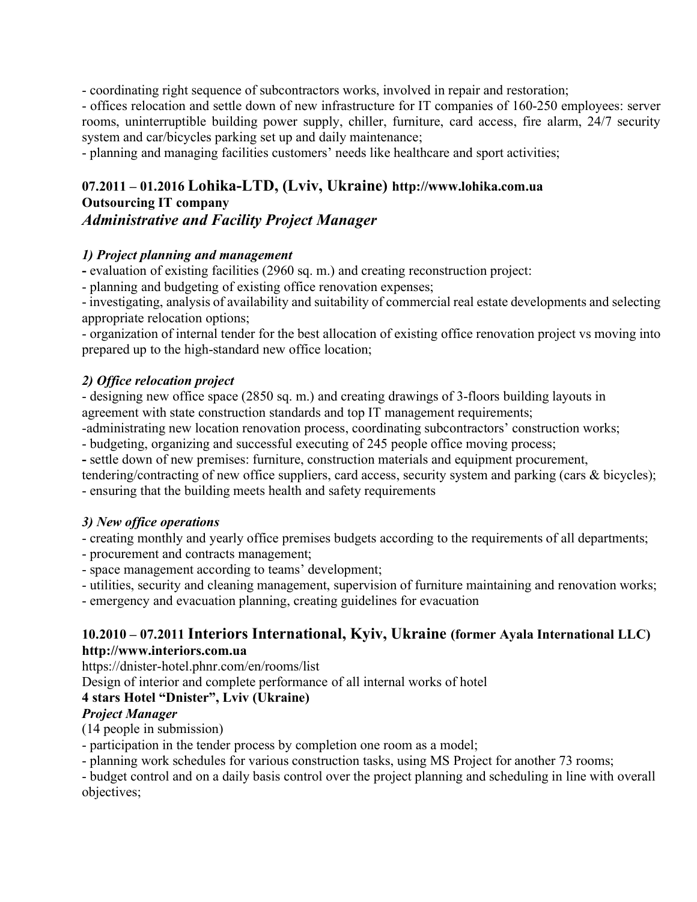- coordinating right sequence of subcontractors works, involved in repair and restoration;
- offices relocation and settle down of new infrastructure for IT companies of 160-250 employees: server rooms, uninterruptible building power supply, chiller, furniture, card access, fire alarm, 24/7 security system and car/bicycles parking set up and daily maintenance;
- planning and managing facilities customers' needs like healthcare and sport activities;

### 07.2011 – 01.2016 Lohika-LTD, (Lviv, Ukraine) http://www.lohika.com.ua
**Outsourcing IT company**
***Administrative and Facility Project Manager***

***1) Project planning and management***
- evaluation of existing facilities (2960 sq. m.) and creating reconstruction project:
- planning and budgeting of existing office renovation expenses;
- investigating, analysis of availability and suitability of commercial real estate developments and selecting appropriate relocation options;
- organization of internal tender for the best allocation of existing office renovation project vs moving into prepared up to the high-standard new office location;

***2) Office relocation project***
- designing new office space (2850 sq. m.) and creating drawings of 3-floors building layouts in agreement with state construction standards and top IT management requirements;
- administrating new location renovation process, coordinating subcontractors' construction works;
- budgeting, organizing and successful executing of 245 people office moving process;
- settle down of new premises: furniture, construction materials and equipment procurement, tendering/contracting of new office suppliers, card access, security system and parking (cars & bicycles);
- ensuring that the building meets health and safety requirements

***3) New office operations***
- creating monthly and yearly office premises budgets according to the requirements of all departments;
- procurement and contracts management;
- space management according to teams' development;
- utilities, security and cleaning management, supervision of furniture maintaining and renovation works;
- emergency and evacuation planning, creating guidelines for evacuation

### 10.2010 – 07.2011 Interiors International, Kyiv, Ukraine (former Ayala International LLC)
**http://www.interiors.com.ua**
https://dnister-hotel.phnr.com/en/rooms/list
Design of interior and complete performance of all internal works of hotel
**4 stars Hotel "Dnister", Lviv (Ukraine)**
***Project Manager***
(14 people in submission)
- participation in the tender process by completion one room as a model;
- planning work schedules for various construction tasks, using MS Project for another 73 rooms;
- budget control and on a daily basis control over the project planning and scheduling in line with overall objectives;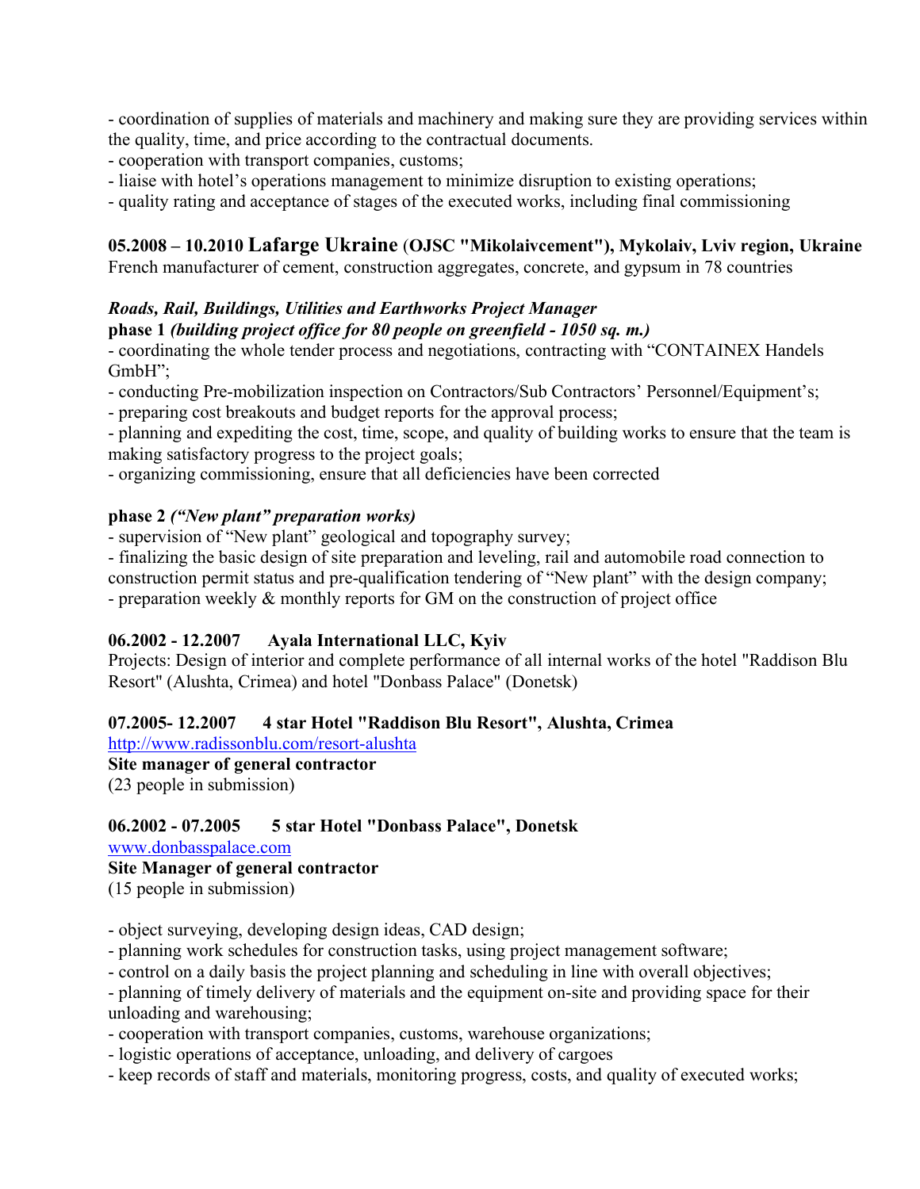- coordination of supplies of materials and machinery and making sure they are providing services within the quality, time, and price according to the contractual documents.
- cooperation with transport companies, customs;
- liaise with hotel's operations management to minimize disruption to existing operations;
- quality rating and acceptance of stages of the executed works, including final commissioning

**05.2008 – 10.2010 Lafarge Ukraine (OJSC "Mikolaivcement"), Mykolaiv, Lviv region, Ukraine**
French manufacturer of cement, construction aggregates, concrete, and gypsum in 78 countries

***Roads, Rail, Buildings, Utilities and Earthworks Project Manager***
**phase 1 *(building project office for 80 people on greenfield - 1050 sq. m.)***
- coordinating the whole tender process and negotiations, contracting with "CONTAINEX Handels GmbH";
- conducting Pre-mobilization inspection on Contractors/Sub Contractors' Personnel/Equipment's;
- preparing cost breakouts and budget reports for the approval process;
- planning and expediting the cost, time, scope, and quality of building works to ensure that the team is making satisfactory progress to the project goals;
- organizing commissioning, ensure that all deficiencies have been corrected

**phase 2 *("New plant" preparation works)***
- supervision of "New plant" geological and topography survey;
- finalizing the basic design of site preparation and leveling, rail and automobile road connection to construction permit status and pre-qualification tendering of "New plant" with the design company;
- preparation weekly & monthly reports for GM on the construction of project office

**06.2002 - 12.2007 Ayala International LLC, Kyiv**
Projects: Design of interior and complete performance of all internal works of the hotel "Raddison Blu Resort" (Alushta, Crimea) and hotel "Donbass Palace" (Donetsk)

**07.2005- 12.2007 4 star Hotel "Raddison Blu Resort", Alushta, Crimea**
http://www.radissonblu.com/resort-alushta
**Site manager of general contractor**
(23 people in submission)

**06.2002 - 07.2005 5 star Hotel "Donbass Palace", Donetsk**
www.donbasspalace.com
**Site Manager of general contractor**
(15 people in submission)

- object surveying, developing design ideas, CAD design;
- planning work schedules for construction tasks, using project management software;
- control on a daily basis the project planning and scheduling in line with overall objectives;
- planning of timely delivery of materials and the equipment on-site and providing space for their unloading and warehousing;
- cooperation with transport companies, customs, warehouse organizations;
- logistic operations of acceptance, unloading, and delivery of cargoes
- keep records of staff and materials, monitoring progress, costs, and quality of executed works;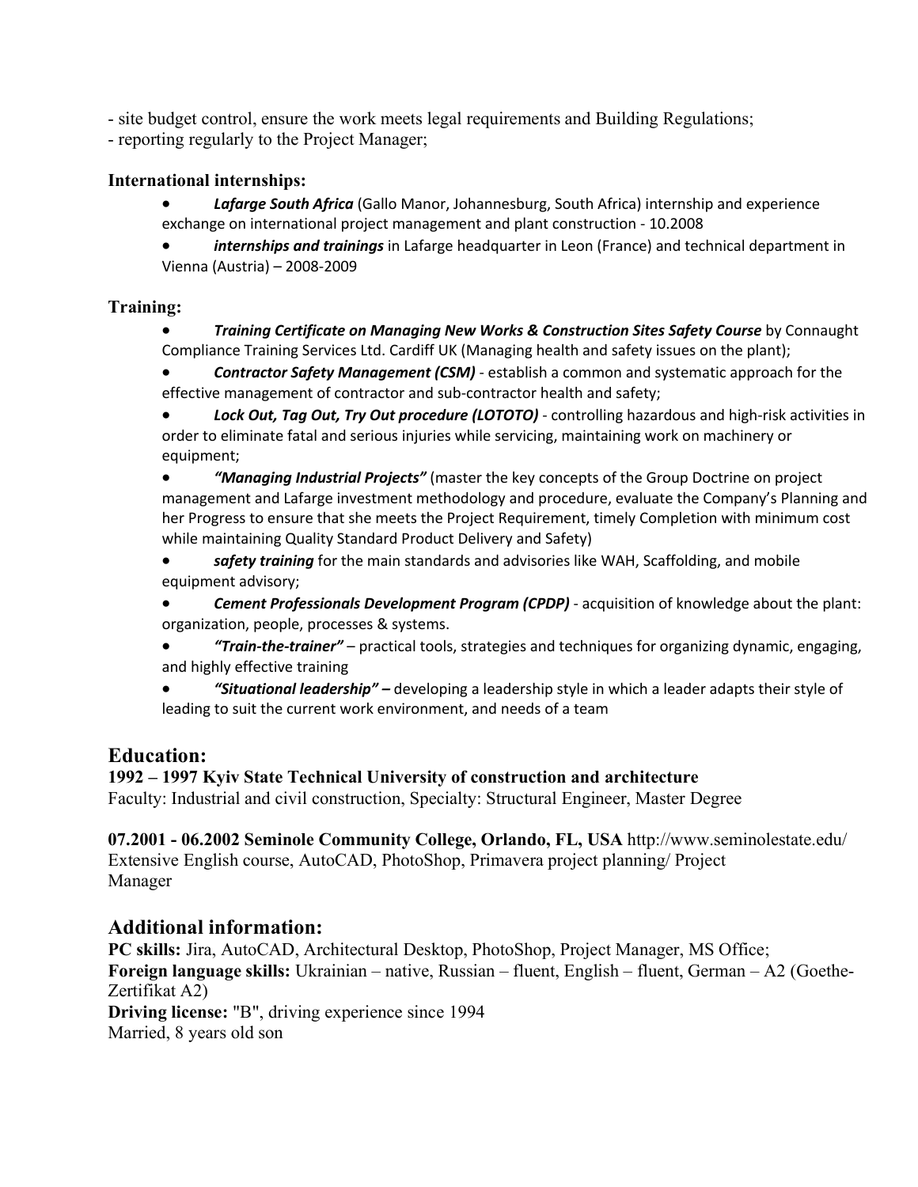- site budget control, ensure the work meets legal requirements and Building Regulations;
- reporting regularly to the Project Manager;

### International internships:

- ***Lafarge South Africa*** (Gallo Manor, Johannesburg, South Africa) internship and experience exchange on international project management and plant construction - 10.2008
- ***internships and trainings*** in Lafarge headquarter in Leon (France) and technical department in Vienna (Austria) – 2008-2009

### Training:

- ***Training Certificate on Managing New Works & Construction Sites Safety Course*** by Connaught Compliance Training Services Ltd. Cardiff UK (Managing health and safety issues on the plant);
- ***Contractor Safety Management (CSM)*** - establish a common and systematic approach for the effective management of contractor and sub-contractor health and safety;
- ***Lock Out, Tag Out, Try Out procedure (LOTOTO)*** - controlling hazardous and high-risk activities in order to eliminate fatal and serious injuries while servicing, maintaining work on machinery or equipment;
- ***"Managing Industrial Projects"*** (master the key concepts of the Group Doctrine on project management and Lafarge investment methodology and procedure, evaluate the Company's Planning and her Progress to ensure that she meets the Project Requirement, timely Completion with minimum cost while maintaining Quality Standard Product Delivery and Safety)
- ***safety training*** for the main standards and advisories like WAH, Scaffolding, and mobile equipment advisory;
- ***Cement Professionals Development Program (CPDP)*** - acquisition of knowledge about the plant: organization, people, processes & systems.
- ***"Train-the-trainer"*** – practical tools, strategies and techniques for organizing dynamic, engaging, and highly effective training
- ***"Situational leadership" –*** developing a leadership style in which a leader adapts their style of leading to suit the current work environment, and needs of a team

## Education:

**1992 – 1997 Kyiv State Technical University of construction and architecture**
Faculty: Industrial and civil construction, Specialty: Structural Engineer, Master Degree

**07.2001 - 06.2002 Seminole Community College, Orlando, FL, USA** http://www.seminolestate.edu/
Extensive English course, AutoCAD, PhotoShop, Primavera project planning/ Project Manager

## Additional information:

**PC skills:** Jira, AutoCAD, Architectural Desktop, PhotoShop, Project Manager, MS Office;
**Foreign language skills:** Ukrainian – native, Russian – fluent, English – fluent, German – A2 (Goethe-Zertifikat A2)
**Driving license:** "B", driving experience since 1994
Married, 8 years old son